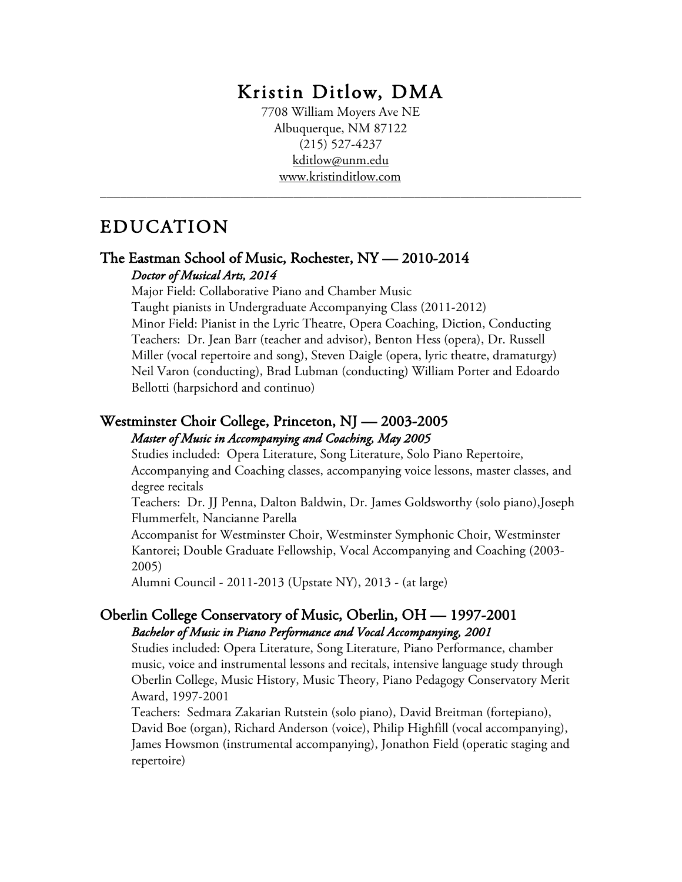# Kristin Ditlow, DMA

7708 William Moyers Ave NE
Albuquerque, NM 87122
(215) 527-4237
kditlow@unm.edu
www.kristinditlow.com

---

## EDUCATION

### The Eastman School of Music, Rochester, NY — 2010-2014

*Doctor of Musical Arts, 2014*

Major Field: Collaborative Piano and Chamber Music
Taught pianists in Undergraduate Accompanying Class (2011-2012)
Minor Field: Pianist in the Lyric Theatre, Opera Coaching, Diction, Conducting
Teachers: Dr. Jean Barr (teacher and advisor), Benton Hess (opera), Dr. Russell Miller (vocal repertoire and song), Steven Daigle (opera, lyric theatre, dramaturgy) Neil Varon (conducting), Brad Lubman (conducting) William Porter and Edoardo Bellotti (harpsichord and continuo)

### Westminster Choir College, Princeton, NJ — 2003-2005

*Master of Music in Accompanying and Coaching, May 2005*

Studies included: Opera Literature, Song Literature, Solo Piano Repertoire, Accompanying and Coaching classes, accompanying voice lessons, master classes, and degree recitals
Teachers: Dr. JJ Penna, Dalton Baldwin, Dr. James Goldsworthy (solo piano),Joseph Flummerfelt, Nancianne Parella
Accompanist for Westminster Choir, Westminster Symphonic Choir, Westminster Kantorei; Double Graduate Fellowship, Vocal Accompanying and Coaching (2003-2005)
Alumni Council - 2011-2013 (Upstate NY), 2013 - (at large)

### Oberlin College Conservatory of Music, Oberlin, OH — 1997-2001

*Bachelor of Music in Piano Performance and Vocal Accompanying, 2001*

Studies included: Opera Literature, Song Literature, Piano Performance, chamber music, voice and instrumental lessons and recitals, intensive language study through Oberlin College, Music History, Music Theory, Piano Pedagogy Conservatory Merit Award, 1997-2001
Teachers: Sedmara Zakarian Rutstein (solo piano), David Breitman (fortepiano), David Boe (organ), Richard Anderson (voice), Philip Highfill (vocal accompanying), James Howsmon (instrumental accompanying), Jonathon Field (operatic staging and repertoire)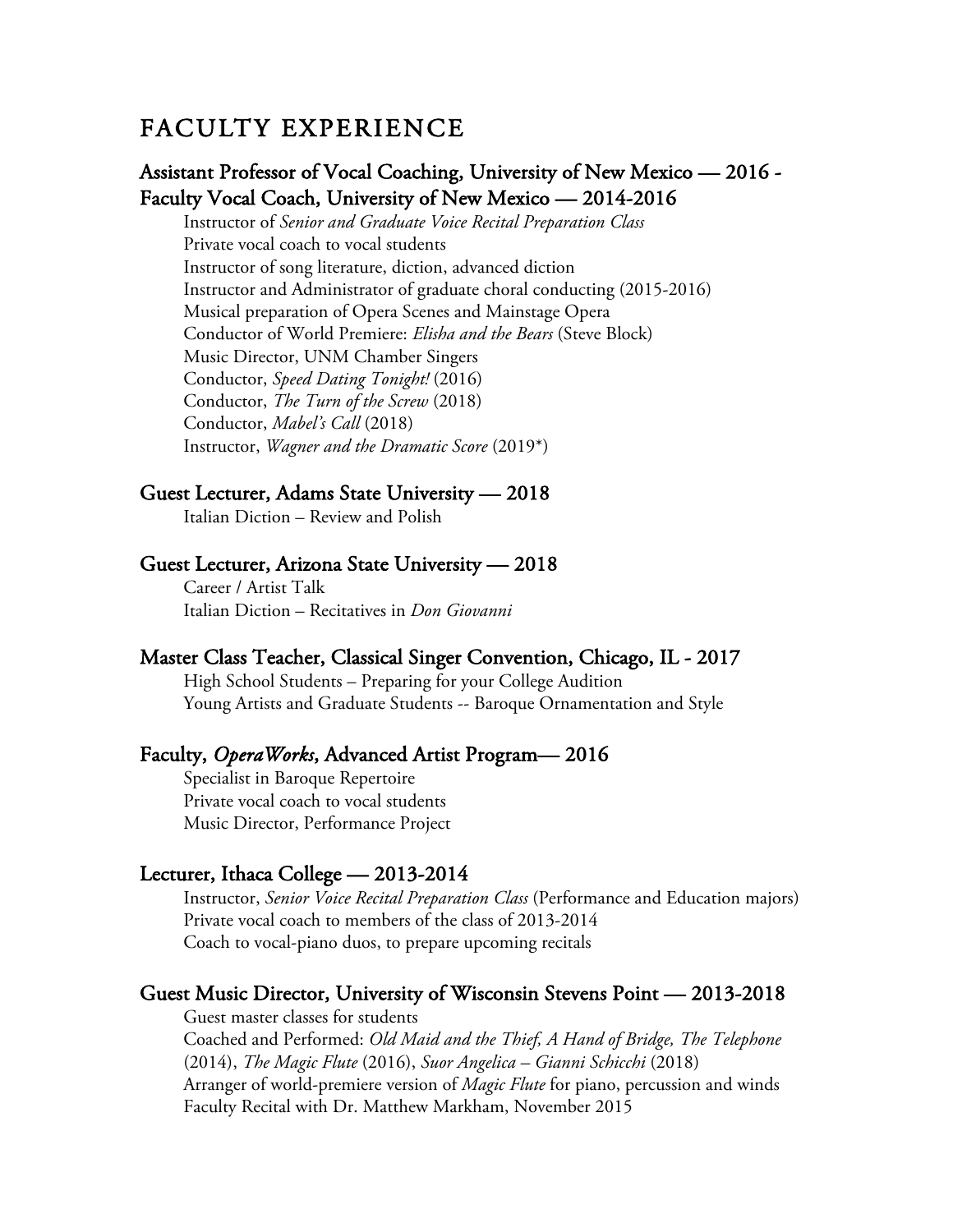# FACULTY EXPERIENCE

## Assistant Professor of Vocal Coaching, University of New Mexico — 2016 -
## Faculty Vocal Coach, University of New Mexico — 2014-2016

Instructor of *Senior and Graduate Voice Recital Preparation Class*
Private vocal coach to vocal students
Instructor of song literature, diction, advanced diction
Instructor and Administrator of graduate choral conducting (2015-2016)
Musical preparation of Opera Scenes and Mainstage Opera
Conductor of World Premiere: *Elisha and the Bears* (Steve Block)
Music Director, UNM Chamber Singers
Conductor, *Speed Dating Tonight!* (2016)
Conductor, *The Turn of the Screw* (2018)
Conductor, *Mabel's Call* (2018)
Instructor, *Wagner and the Dramatic Score* (2019*)

## Guest Lecturer, Adams State University — 2018

Italian Diction – Review and Polish

## Guest Lecturer, Arizona State University — 2018

Career / Artist Talk
Italian Diction – Recitatives in *Don Giovanni*

## Master Class Teacher, Classical Singer Convention, Chicago, IL - 2017

High School Students – Preparing for your College Audition
Young Artists and Graduate Students -- Baroque Ornamentation and Style

## Faculty, *OperaWorks*, Advanced Artist Program— 2016

Specialist in Baroque Repertoire
Private vocal coach to vocal students
Music Director, Performance Project

## Lecturer, Ithaca College — 2013-2014

Instructor, *Senior Voice Recital Preparation Class* (Performance and Education majors)
Private vocal coach to members of the class of 2013-2014
Coach to vocal-piano duos, to prepare upcoming recitals

## Guest Music Director, University of Wisconsin Stevens Point — 2013-2018

Guest master classes for students
Coached and Performed: *Old Maid and the Thief, A Hand of Bridge, The Telephone* (2014), *The Magic Flute* (2016), *Suor Angelica – Gianni Schicchi* (2018)
Arranger of world-premiere version of *Magic Flute* for piano, percussion and winds
Faculty Recital with Dr. Matthew Markham, November 2015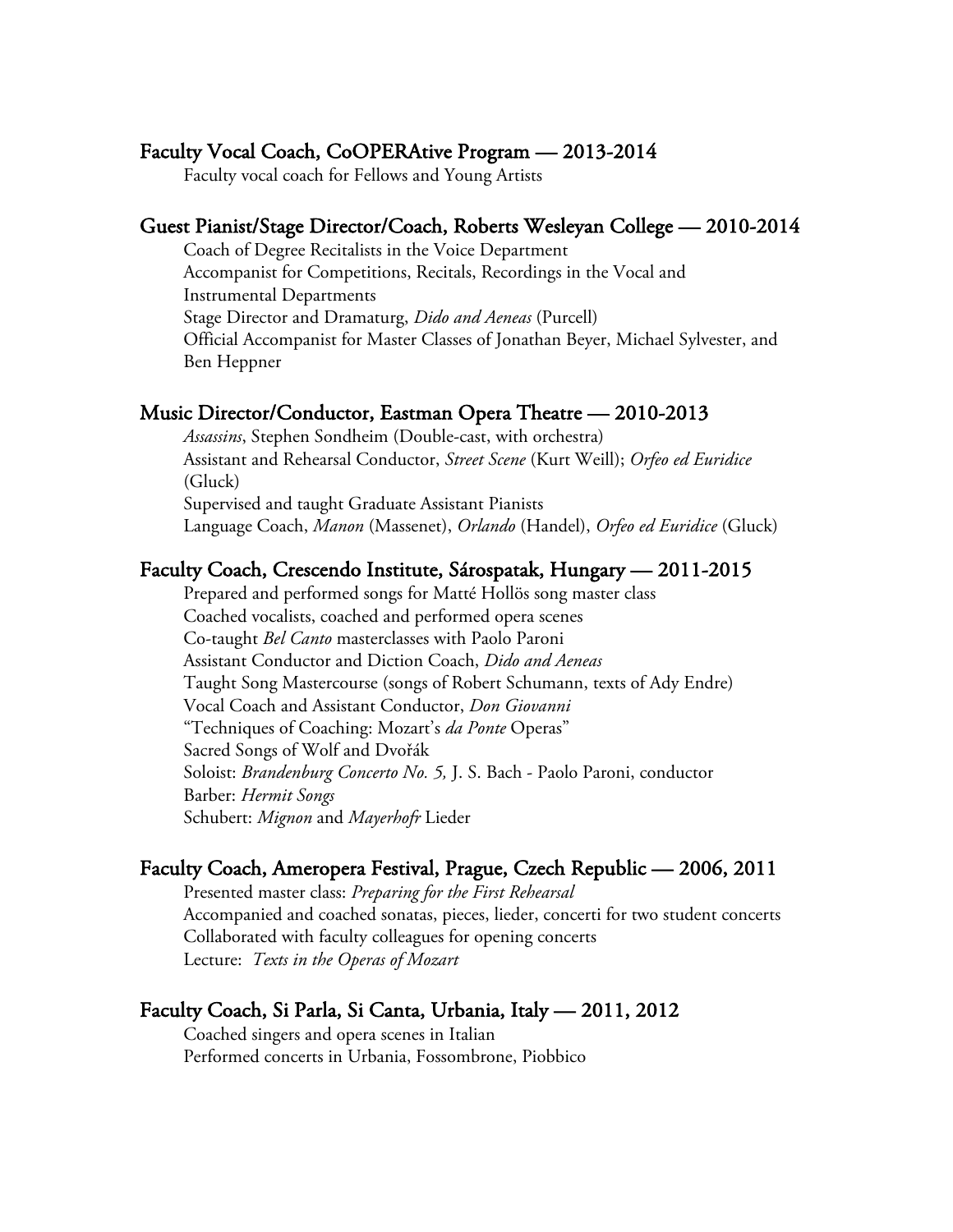### Faculty Vocal Coach, CoOPERAtive Program — 2013-2014

Faculty vocal coach for Fellows and Young Artists

### Guest Pianist/Stage Director/Coach, Roberts Wesleyan College — 2010-2014

Coach of Degree Recitalists in the Voice Department
Accompanist for Competitions, Recitals, Recordings in the Vocal and Instrumental Departments
Stage Director and Dramaturg, *Dido and Aeneas* (Purcell)
Official Accompanist for Master Classes of Jonathan Beyer, Michael Sylvester, and Ben Heppner

### Music Director/Conductor, Eastman Opera Theatre — 2010-2013

*Assassins*, Stephen Sondheim (Double-cast, with orchestra)
Assistant and Rehearsal Conductor, *Street Scene* (Kurt Weill); *Orfeo ed Euridice* (Gluck)
Supervised and taught Graduate Assistant Pianists
Language Coach, *Manon* (Massenet), *Orlando* (Handel), *Orfeo ed Euridice* (Gluck)

### Faculty Coach, Crescendo Institute, Sárospatak, Hungary — 2011-2015

Prepared and performed songs for Matté Hollös song master class
Coached vocalists, coached and performed opera scenes
Co-taught *Bel Canto* masterclasses with Paolo Paroni
Assistant Conductor and Diction Coach, *Dido and Aeneas*
Taught Song Mastercourse (songs of Robert Schumann, texts of Ady Endre)
Vocal Coach and Assistant Conductor, *Don Giovanni*
"Techniques of Coaching: Mozart's *da Ponte* Operas"
Sacred Songs of Wolf and Dvořák
Soloist: *Brandenburg Concerto No. 5,* J. S. Bach - Paolo Paroni, conductor
Barber: *Hermit Songs*
Schubert: *Mignon* and *Mayerhofr* Lieder

### Faculty Coach, Ameropera Festival, Prague, Czech Republic — 2006, 2011

Presented master class: *Preparing for the First Rehearsal*
Accompanied and coached sonatas, pieces, lieder, concerti for two student concerts
Collaborated with faculty colleagues for opening concerts
Lecture: *Texts in the Operas of Mozart*

### Faculty Coach, Si Parla, Si Canta, Urbania, Italy — 2011, 2012

Coached singers and opera scenes in Italian
Performed concerts in Urbania, Fossombrone, Piobbico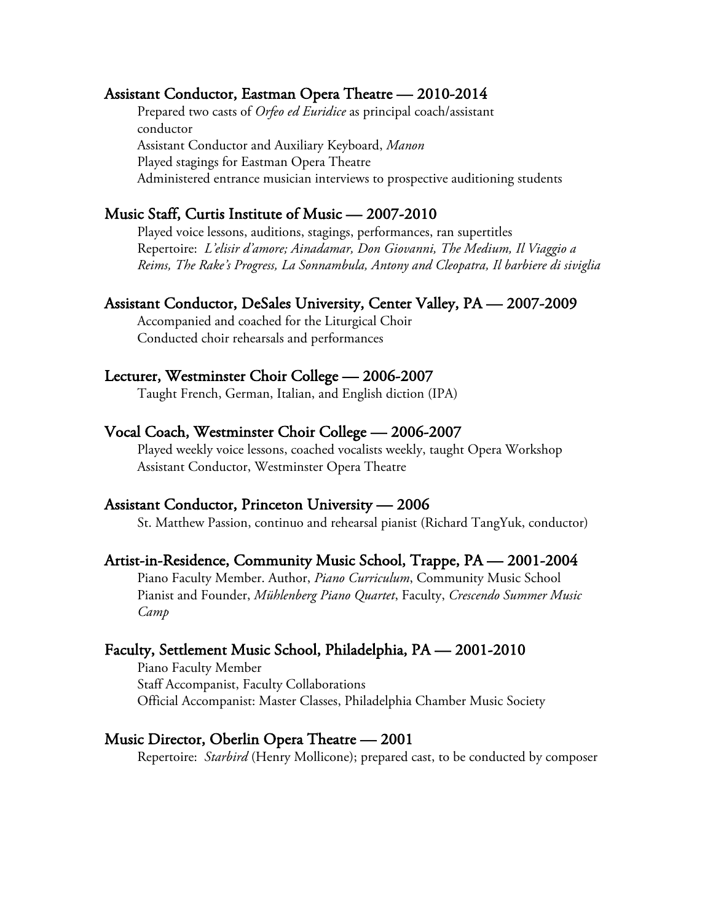### Assistant Conductor, Eastman Opera Theatre — 2010-2014

Prepared two casts of *Orfeo ed Euridice* as principal coach/assistant conductor
Assistant Conductor and Auxiliary Keyboard, *Manon*
Played stagings for Eastman Opera Theatre
Administered entrance musician interviews to prospective auditioning students

### Music Staff, Curtis Institute of Music — 2007-2010

Played voice lessons, auditions, stagings, performances, ran supertitles
Repertoire: *L'elisir d'amore; Ainadamar, Don Giovanni, The Medium, Il Viaggio a Reims, The Rake's Progress, La Sonnambula, Antony and Cleopatra, Il barbiere di siviglia*

### Assistant Conductor, DeSales University, Center Valley, PA — 2007-2009

Accompanied and coached for the Liturgical Choir
Conducted choir rehearsals and performances

### Lecturer, Westminster Choir College — 2006-2007

Taught French, German, Italian, and English diction (IPA)

### Vocal Coach, Westminster Choir College — 2006-2007

Played weekly voice lessons, coached vocalists weekly, taught Opera Workshop
Assistant Conductor, Westminster Opera Theatre

### Assistant Conductor, Princeton University — 2006

St. Matthew Passion, continuo and rehearsal pianist (Richard TangYuk, conductor)

### Artist-in-Residence, Community Music School, Trappe, PA — 2001-2004

Piano Faculty Member. Author, *Piano Curriculum*, Community Music School
Pianist and Founder, *Mühlenberg Piano Quartet*, Faculty, *Crescendo Summer Music Camp*

### Faculty, Settlement Music School, Philadelphia, PA — 2001-2010

Piano Faculty Member
Staff Accompanist, Faculty Collaborations
Official Accompanist: Master Classes, Philadelphia Chamber Music Society

### Music Director, Oberlin Opera Theatre — 2001

Repertoire: *Starbird* (Henry Mollicone); prepared cast, to be conducted by composer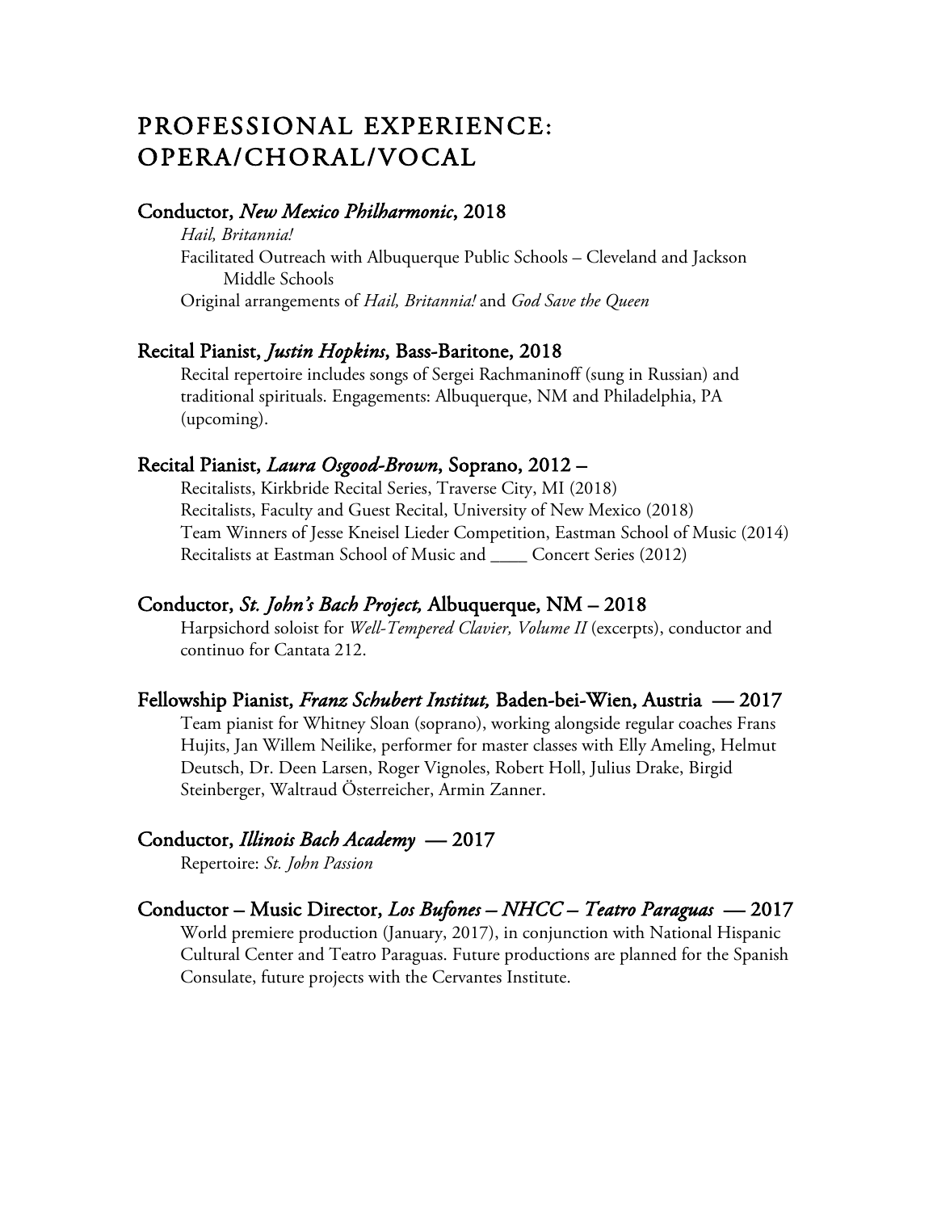# PROFESSIONAL EXPERIENCE: OPERA/CHORAL/VOCAL

### Conductor, *New Mexico Philharmonic*, 2018

*Hail, Britannia!*
Facilitated Outreach with Albuquerque Public Schools – Cleveland and Jackson Middle Schools
Original arrangements of *Hail, Britannia!* and *God Save the Queen*

### Recital Pianist, *Justin Hopkins*, Bass-Baritone, 2018

Recital repertoire includes songs of Sergei Rachmaninoff (sung in Russian) and traditional spirituals. Engagements: Albuquerque, NM and Philadelphia, PA (upcoming).

### Recital Pianist, *Laura Osgood-Brown*, Soprano, 2012 –

Recitalists, Kirkbride Recital Series, Traverse City, MI (2018)
Recitalists, Faculty and Guest Recital, University of New Mexico (2018)
Team Winners of Jesse Kneisel Lieder Competition, Eastman School of Music (2014)
Recitalists at Eastman School of Music and ____ Concert Series (2012)

### Conductor, *St. John's Bach Project,* Albuquerque, NM – 2018

Harpsichord soloist for *Well-Tempered Clavier, Volume II* (excerpts), conductor and continuo for Cantata 212.

### Fellowship Pianist, *Franz Schubert Institut,* Baden-bei-Wien, Austria — 2017

Team pianist for Whitney Sloan (soprano), working alongside regular coaches Frans Hujits, Jan Willem Neilike, performer for master classes with Elly Ameling, Helmut Deutsch, Dr. Deen Larsen, Roger Vignoles, Robert Holl, Julius Drake, Birgid Steinberger, Waltraud Österreicher, Armin Zanner.

### Conductor, *Illinois Bach Academy* — 2017

Repertoire: *St. John Passion*

### Conductor – Music Director, *Los Bufones – NHCC – Teatro Paraguas* — 2017

World premiere production (January, 2017), in conjunction with National Hispanic Cultural Center and Teatro Paraguas. Future productions are planned for the Spanish Consulate, future projects with the Cervantes Institute.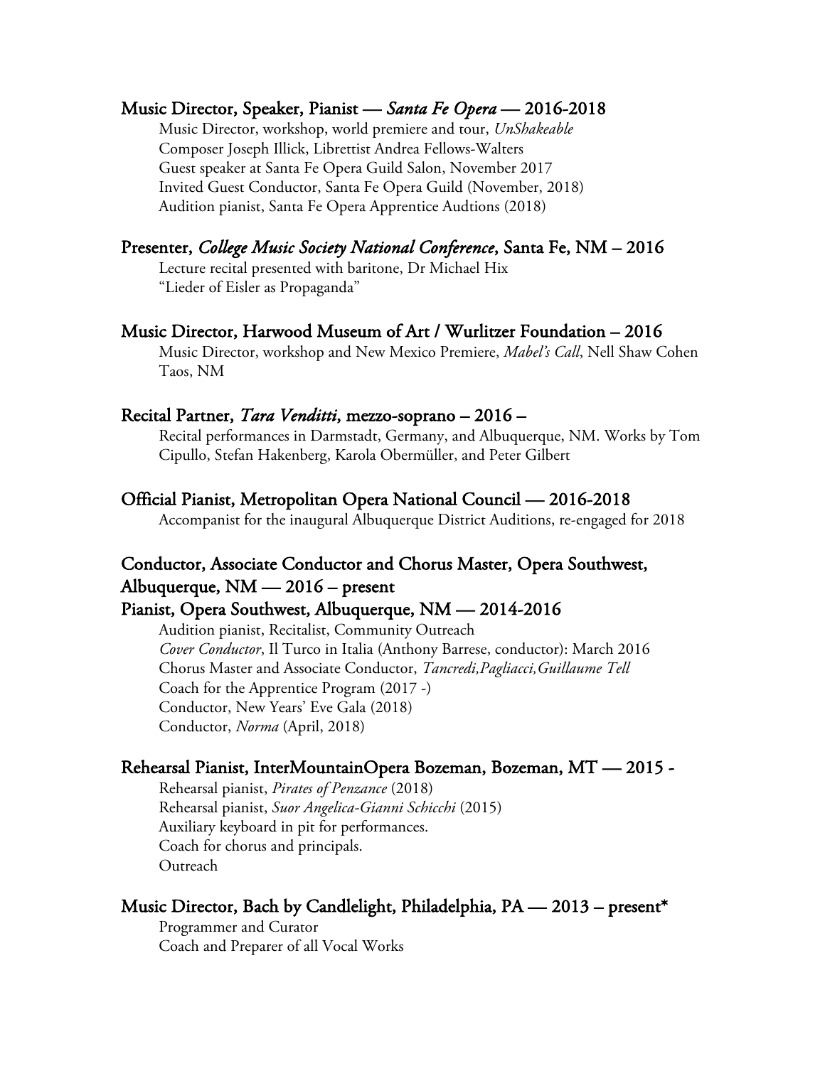### Music Director, Speaker, Pianist — *Santa Fe Opera* — 2016-2018

Music Director, workshop, world premiere and tour, *UnShakeable*
Composer Joseph Illick, Librettist Andrea Fellows-Walters
Guest speaker at Santa Fe Opera Guild Salon, November 2017
Invited Guest Conductor, Santa Fe Opera Guild (November, 2018)
Audition pianist, Santa Fe Opera Apprentice Audtions (2018)

### Presenter, *College Music Society National Conference*, Santa Fe, NM – 2016

Lecture recital presented with baritone, Dr Michael Hix
"Lieder of Eisler as Propaganda"

### Music Director, Harwood Museum of Art / Wurlitzer Foundation – 2016

Music Director, workshop and New Mexico Premiere, *Mabel's Call*, Nell Shaw Cohen
Taos, NM

### Recital Partner, *Tara Venditti*, mezzo-soprano – 2016 –

Recital performances in Darmstadt, Germany, and Albuquerque, NM. Works by Tom Cipullo, Stefan Hakenberg, Karola Obermüller, and Peter Gilbert

### Official Pianist, Metropolitan Opera National Council — 2016-2018

Accompanist for the inaugural Albuquerque District Auditions, re-engaged for 2018

### Conductor, Associate Conductor and Chorus Master, Opera Southwest, Albuquerque, NM — 2016 – present

### Pianist, Opera Southwest, Albuquerque, NM — 2014-2016

Audition pianist, Recitalist, Community Outreach
*Cover Conductor*, Il Turco in Italia (Anthony Barrese, conductor): March 2016
Chorus Master and Associate Conductor, *Tancredi,Pagliacci,Guillaume Tell*
Coach for the Apprentice Program (2017 -)
Conductor, New Years' Eve Gala (2018)
Conductor, *Norma* (April, 2018)

### Rehearsal Pianist, InterMountainOpera Bozeman, Bozeman, MT — 2015 -

Rehearsal pianist, *Pirates of Penzance* (2018)
Rehearsal pianist, *Suor Angelica-Gianni Schicchi* (2015)
Auxiliary keyboard in pit for performances.
Coach for chorus and principals.
Outreach

### Music Director, Bach by Candlelight, Philadelphia, PA — 2013 – present*

Programmer and Curator
Coach and Preparer of all Vocal Works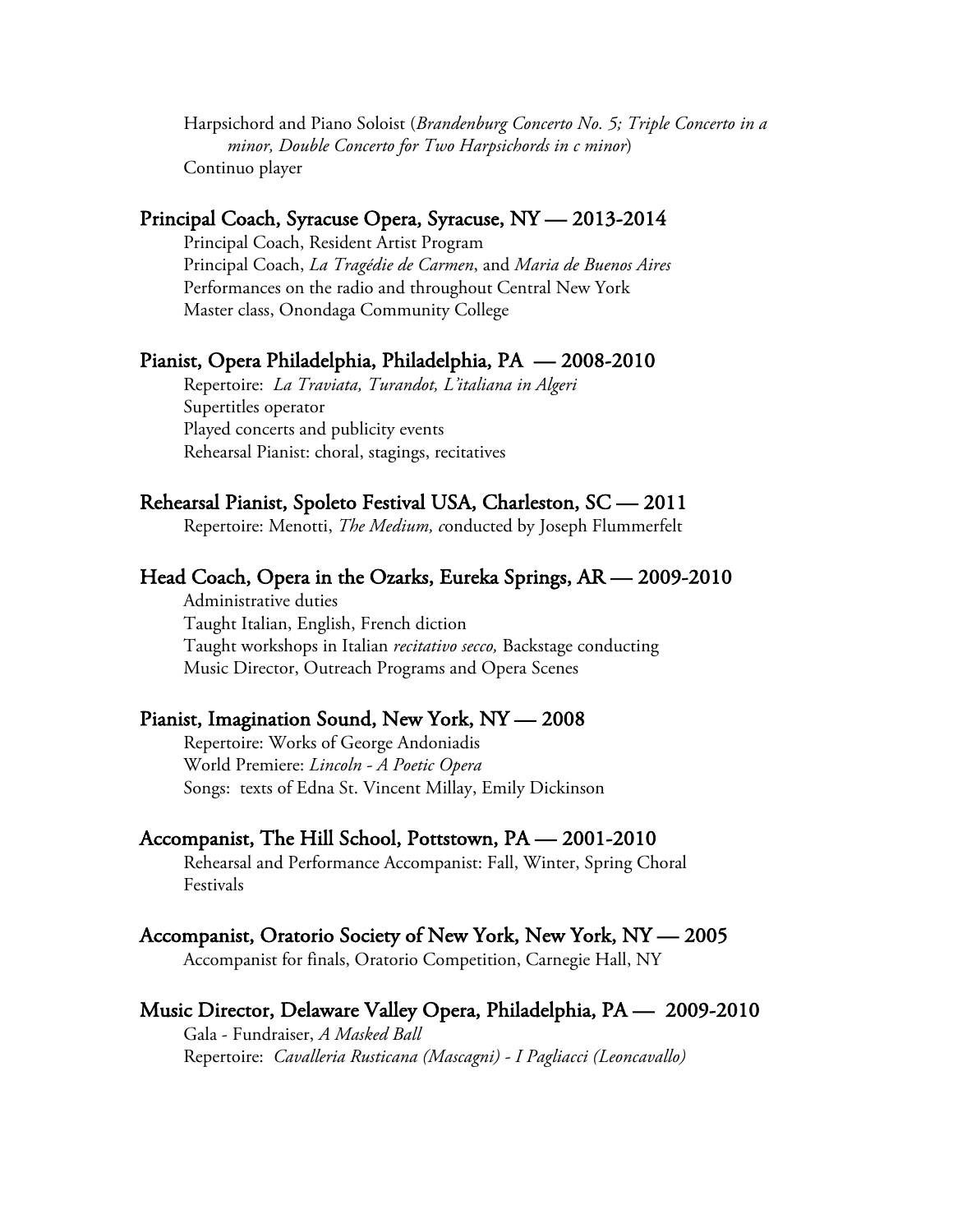Harpsichord and Piano Soloist (*Brandenburg Concerto No. 5; Triple Concerto in a minor, Double Concerto for Two Harpsichords in c minor*)
Continuo player

### Principal Coach, Syracuse Opera, Syracuse, NY — 2013-2014

Principal Coach, Resident Artist Program
Principal Coach, *La Tragédie de Carmen*, and *Maria de Buenos Aires*
Performances on the radio and throughout Central New York
Master class, Onondaga Community College

### Pianist, Opera Philadelphia, Philadelphia, PA — 2008-2010

Repertoire: *La Traviata, Turandot, L'italiana in Algeri*
Supertitles operator
Played concerts and publicity events
Rehearsal Pianist: choral, stagings, recitatives

### Rehearsal Pianist, Spoleto Festival USA, Charleston, SC — 2011

Repertoire: Menotti, *The Medium, c*onducted by Joseph Flummerfelt

### Head Coach, Opera in the Ozarks, Eureka Springs, AR — 2009-2010

Administrative duties
Taught Italian, English, French diction
Taught workshops in Italian *recitativo secco,* Backstage conducting
Music Director, Outreach Programs and Opera Scenes

### Pianist, Imagination Sound, New York, NY — 2008

Repertoire: Works of George Andoniadis
World Premiere: *Lincoln - A Poetic Opera*
Songs: texts of Edna St. Vincent Millay, Emily Dickinson

### Accompanist, The Hill School, Pottstown, PA — 2001-2010

Rehearsal and Performance Accompanist: Fall, Winter, Spring Choral Festivals

### Accompanist, Oratorio Society of New York, New York, NY — 2005

Accompanist for finals, Oratorio Competition, Carnegie Hall, NY

### Music Director, Delaware Valley Opera, Philadelphia, PA — 2009-2010

Gala - Fundraiser, *A Masked Ball*
Repertoire: *Cavalleria Rusticana (Mascagni) - I Pagliacci (Leoncavallo)*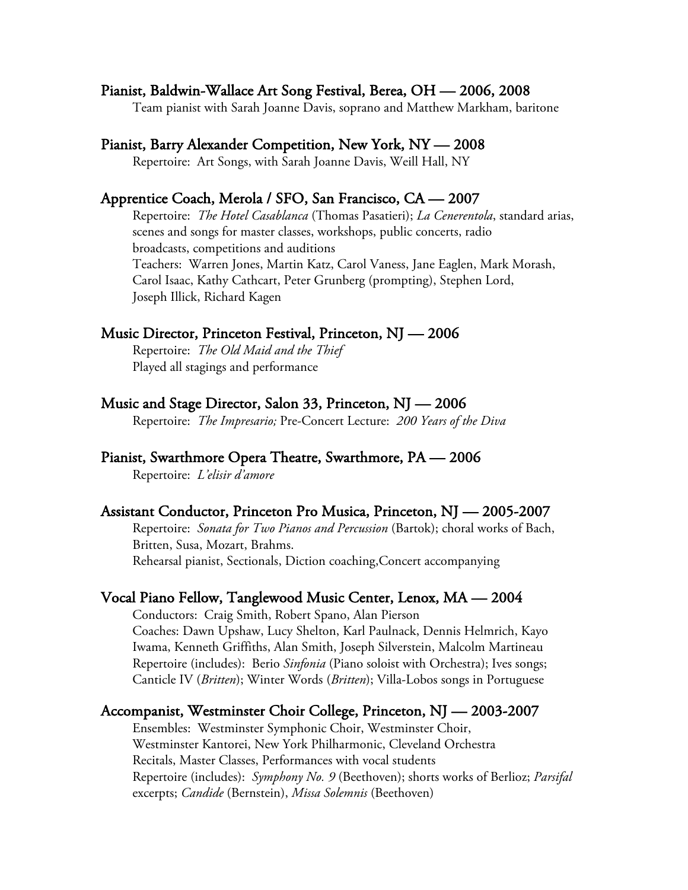### Pianist, Baldwin-Wallace Art Song Festival, Berea, OH — 2006, 2008

Team pianist with Sarah Joanne Davis, soprano and Matthew Markham, baritone

### Pianist, Barry Alexander Competition, New York, NY — 2008

Repertoire: Art Songs, with Sarah Joanne Davis, Weill Hall, NY

### Apprentice Coach, Merola / SFO, San Francisco, CA — 2007

Repertoire: *The Hotel Casablanca* (Thomas Pasatieri); *La Cenerentola*, standard arias, scenes and songs for master classes, workshops, public concerts, radio broadcasts, competitions and auditions
Teachers: Warren Jones, Martin Katz, Carol Vaness, Jane Eaglen, Mark Morash, Carol Isaac, Kathy Cathcart, Peter Grunberg (prompting), Stephen Lord, Joseph Illick, Richard Kagen

### Music Director, Princeton Festival, Princeton, NJ — 2006

Repertoire: *The Old Maid and the Thief*
Played all stagings and performance

### Music and Stage Director, Salon 33, Princeton, NJ — 2006

Repertoire: *The Impresario;* Pre-Concert Lecture: *200 Years of the Diva*

### Pianist, Swarthmore Opera Theatre, Swarthmore, PA — 2006

Repertoire: *L'elisir d'amore*

### Assistant Conductor, Princeton Pro Musica, Princeton, NJ — 2005-2007

Repertoire: *Sonata for Two Pianos and Percussion* (Bartok); choral works of Bach, Britten, Susa, Mozart, Brahms.
Rehearsal pianist, Sectionals, Diction coaching,Concert accompanying

### Vocal Piano Fellow, Tanglewood Music Center, Lenox, MA — 2004

Conductors: Craig Smith, Robert Spano, Alan Pierson
Coaches: Dawn Upshaw, Lucy Shelton, Karl Paulnack, Dennis Helmrich, Kayo Iwama, Kenneth Griffiths, Alan Smith, Joseph Silverstein, Malcolm Martineau
Repertoire (includes): Berio *Sinfonia* (Piano soloist with Orchestra); Ives songs; Canticle IV (*Britten*); Winter Words (*Britten*); Villa-Lobos songs in Portuguese

### Accompanist, Westminster Choir College, Princeton, NJ — 2003-2007

Ensembles: Westminster Symphonic Choir, Westminster Choir, Westminster Kantorei, New York Philharmonic, Cleveland Orchestra
Recitals, Master Classes, Performances with vocal students
Repertoire (includes): *Symphony No. 9* (Beethoven); shorts works of Berlioz; *Parsifal* excerpts; *Candide* (Bernstein), *Missa Solemnis* (Beethoven)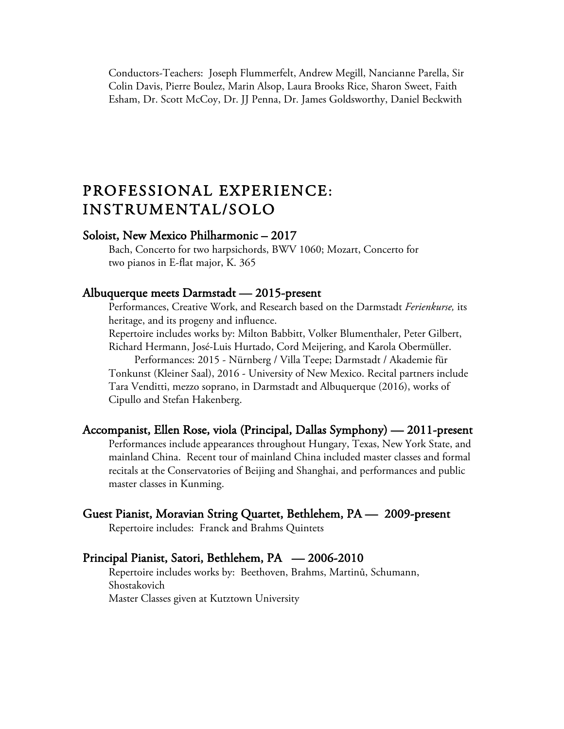Conductors-Teachers: Joseph Flummerfelt, Andrew Megill, Nancianne Parella, Sir Colin Davis, Pierre Boulez, Marin Alsop, Laura Brooks Rice, Sharon Sweet, Faith Esham, Dr. Scott McCoy, Dr. JJ Penna, Dr. James Goldsworthy, Daniel Beckwith

## PROFESSIONAL EXPERIENCE: INSTRUMENTAL/SOLO

### Soloist, New Mexico Philharmonic – 2017

Bach, Concerto for two harpsichords, BWV 1060; Mozart, Concerto for two pianos in E-flat major, K. 365

### Albuquerque meets Darmstadt — 2015-present

Performances, Creative Work, and Research based on the Darmstadt *Ferienkurse,* its heritage, and its progeny and influence.

Repertoire includes works by: Milton Babbitt, Volker Blumenthaler, Peter Gilbert, Richard Hermann, José-Luis Hurtado, Cord Meijering, and Karola Obermüller.

Performances: 2015 - Nürnberg / Villa Teepe; Darmstadt / Akademie für Tonkunst (Kleiner Saal), 2016 - University of New Mexico. Recital partners include Tara Venditti, mezzo soprano, in Darmstadt and Albuquerque (2016), works of Cipullo and Stefan Hakenberg.

### Accompanist, Ellen Rose, viola (Principal, Dallas Symphony) — 2011-present

Performances include appearances throughout Hungary, Texas, New York State, and mainland China. Recent tour of mainland China included master classes and formal recitals at the Conservatories of Beijing and Shanghai, and performances and public master classes in Kunming.

### Guest Pianist, Moravian String Quartet, Bethlehem, PA — 2009-present

Repertoire includes: Franck and Brahms Quintets

### Principal Pianist, Satori, Bethlehem, PA — 2006-2010

Repertoire includes works by: Beethoven, Brahms, Martinů, Schumann, Shostakovich

Master Classes given at Kutztown University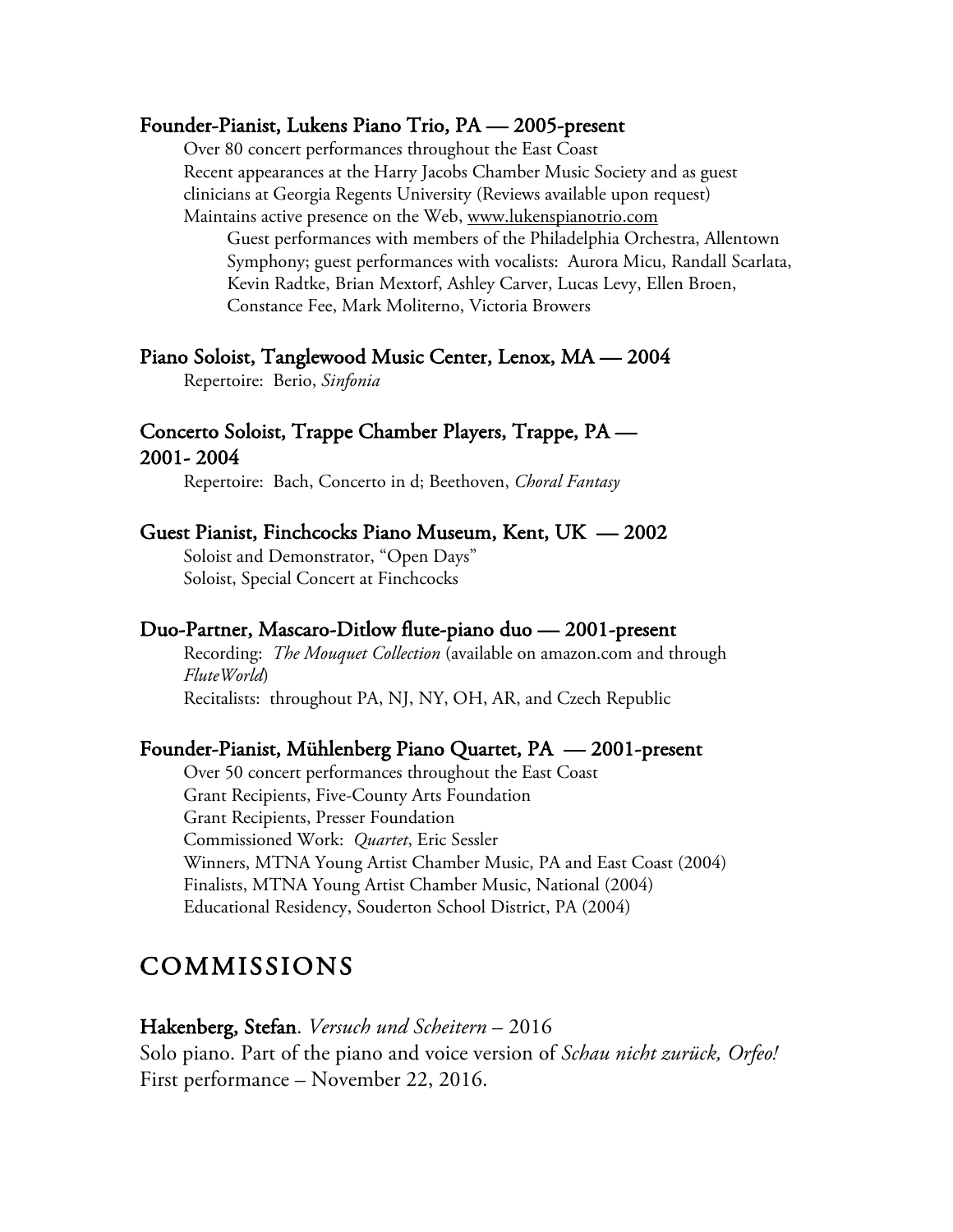**Founder-Pianist, Lukens Piano Trio, PA — 2005-present**

Over 80 concert performances throughout the East Coast
Recent appearances at the Harry Jacobs Chamber Music Society and as guest clinicians at Georgia Regents University (Reviews available upon request)
Maintains active presence on the Web, www.lukenspianotrio.com

Guest performances with members of the Philadelphia Orchestra, Allentown Symphony; guest performances with vocalists: Aurora Micu, Randall Scarlata, Kevin Radtke, Brian Mextorf, Ashley Carver, Lucas Levy, Ellen Broen, Constance Fee, Mark Moliterno, Victoria Browers

**Piano Soloist, Tanglewood Music Center, Lenox, MA — 2004**

Repertoire: Berio, *Sinfonia*

**Concerto Soloist, Trappe Chamber Players, Trappe, PA — 2001- 2004**

Repertoire: Bach, Concerto in d; Beethoven, *Choral Fantasy*

**Guest Pianist, Finchcocks Piano Museum, Kent, UK — 2002**

Soloist and Demonstrator, "Open Days"
Soloist, Special Concert at Finchcocks

**Duo-Partner, Mascaro-Ditlow flute-piano duo — 2001-present**

Recording: *The Mouquet Collection* (available on amazon.com and through *FluteWorld*)
Recitalists: throughout PA, NJ, NY, OH, AR, and Czech Republic

**Founder-Pianist, Mühlenberg Piano Quartet, PA — 2001-present**

Over 50 concert performances throughout the East Coast
Grant Recipients, Five-County Arts Foundation
Grant Recipients, Presser Foundation
Commissioned Work: *Quartet*, Eric Sessler
Winners, MTNA Young Artist Chamber Music, PA and East Coast (2004)
Finalists, MTNA Young Artist Chamber Music, National (2004)
Educational Residency, Souderton School District, PA (2004)

## COMMISSIONS

**Hakenberg, Stefan**. *Versuch und Scheitern* – 2016
Solo piano. Part of the piano and voice version of *Schau nicht zurück, Orfeo!*
First performance – November 22, 2016.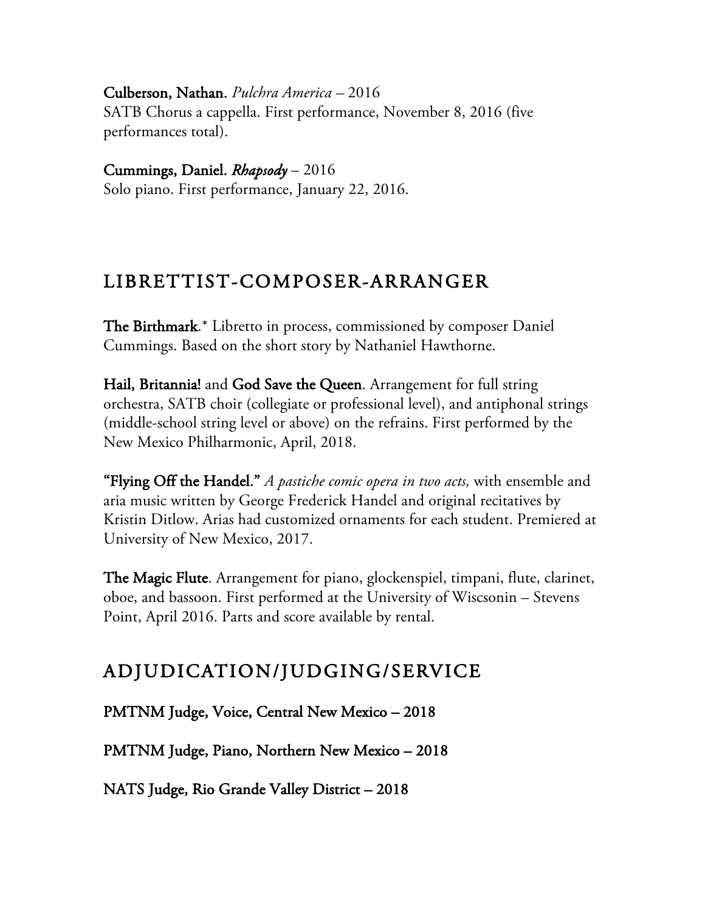**Culberson, Nathan.** *Pulchra America* – 2016
SATB Chorus a cappella. First performance, November 8, 2016 (five performances total).

**Cummings, Daniel.** ***Rhapsody*** – 2016
Solo piano. First performance, January 22, 2016.

## LIBRETTIST-COMPOSER-ARRANGER

**The Birthmark**.* Libretto in process, commissioned by composer Daniel Cummings. Based on the short story by Nathaniel Hawthorne.

**Hail, Britannia!** and **God Save the Queen**. Arrangement for full string orchestra, SATB choir (collegiate or professional level), and antiphonal strings (middle-school string level or above) on the refrains. First performed by the New Mexico Philharmonic, April, 2018.

**"Flying Off the Handel."** *A pastiche comic opera in two acts,* with ensemble and aria music written by George Frederick Handel and original recitatives by Kristin Ditlow. Arias had customized ornaments for each student. Premiered at University of New Mexico, 2017.

**The Magic Flute**. Arrangement for piano, glockenspiel, timpani, flute, clarinet, oboe, and bassoon. First performed at the University of Wiscsonin – Stevens Point, April 2016. Parts and score available by rental.

## ADJUDICATION/JUDGING/SERVICE

**PMTNM Judge, Voice, Central New Mexico – 2018**

**PMTNM Judge, Piano, Northern New Mexico – 2018**

**NATS Judge, Rio Grande Valley District – 2018**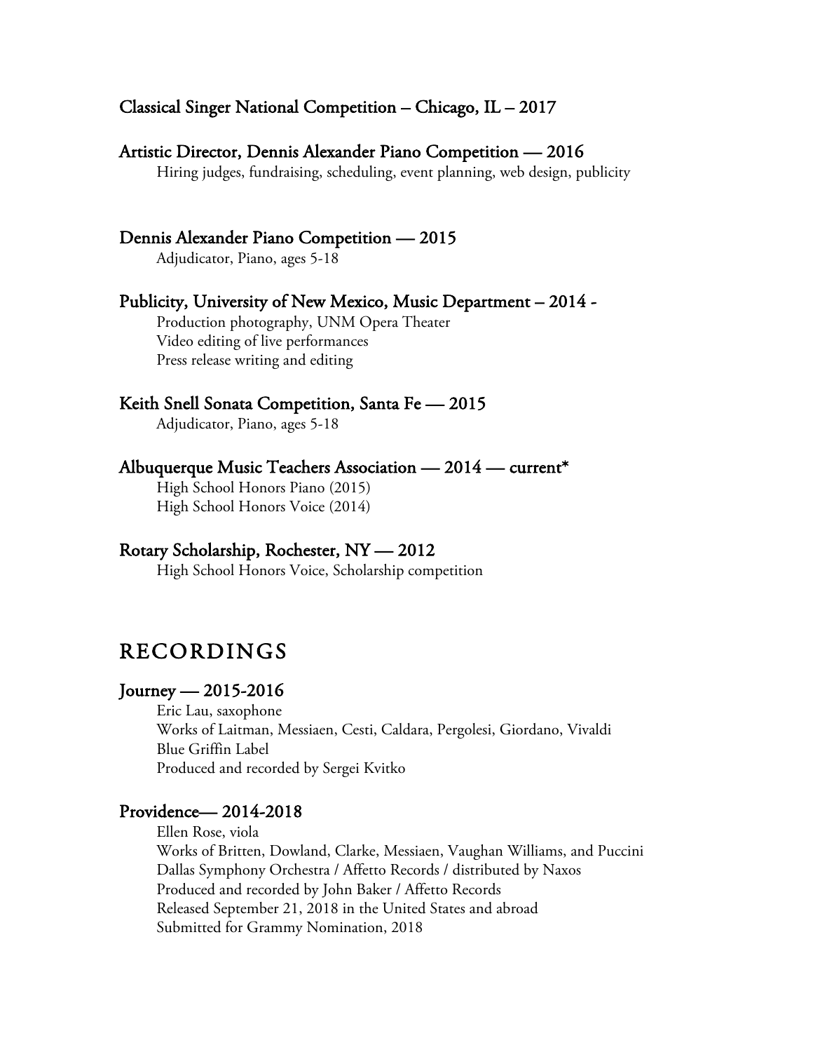### Classical Singer National Competition – Chicago, IL – 2017

### Artistic Director, Dennis Alexander Piano Competition — 2016

Hiring judges, fundraising, scheduling, event planning, web design, publicity

### Dennis Alexander Piano Competition — 2015

Adjudicator, Piano, ages 5-18

### Publicity, University of New Mexico, Music Department – 2014 -

Production photography, UNM Opera Theater
Video editing of live performances
Press release writing and editing

### Keith Snell Sonata Competition, Santa Fe — 2015

Adjudicator, Piano, ages 5-18

### Albuquerque Music Teachers Association — 2014 — current*

High School Honors Piano (2015)
High School Honors Voice (2014)

### Rotary Scholarship, Rochester, NY — 2012

High School Honors Voice, Scholarship competition

## RECORDINGS

### Journey — 2015-2016

Eric Lau, saxophone
Works of Laitman, Messiaen, Cesti, Caldara, Pergolesi, Giordano, Vivaldi
Blue Griffin Label
Produced and recorded by Sergei Kvitko

### Providence— 2014-2018

Ellen Rose, viola
Works of Britten, Dowland, Clarke, Messiaen, Vaughan Williams, and Puccini
Dallas Symphony Orchestra / Affetto Records / distributed by Naxos
Produced and recorded by John Baker / Affetto Records
Released September 21, 2018 in the United States and abroad
Submitted for Grammy Nomination, 2018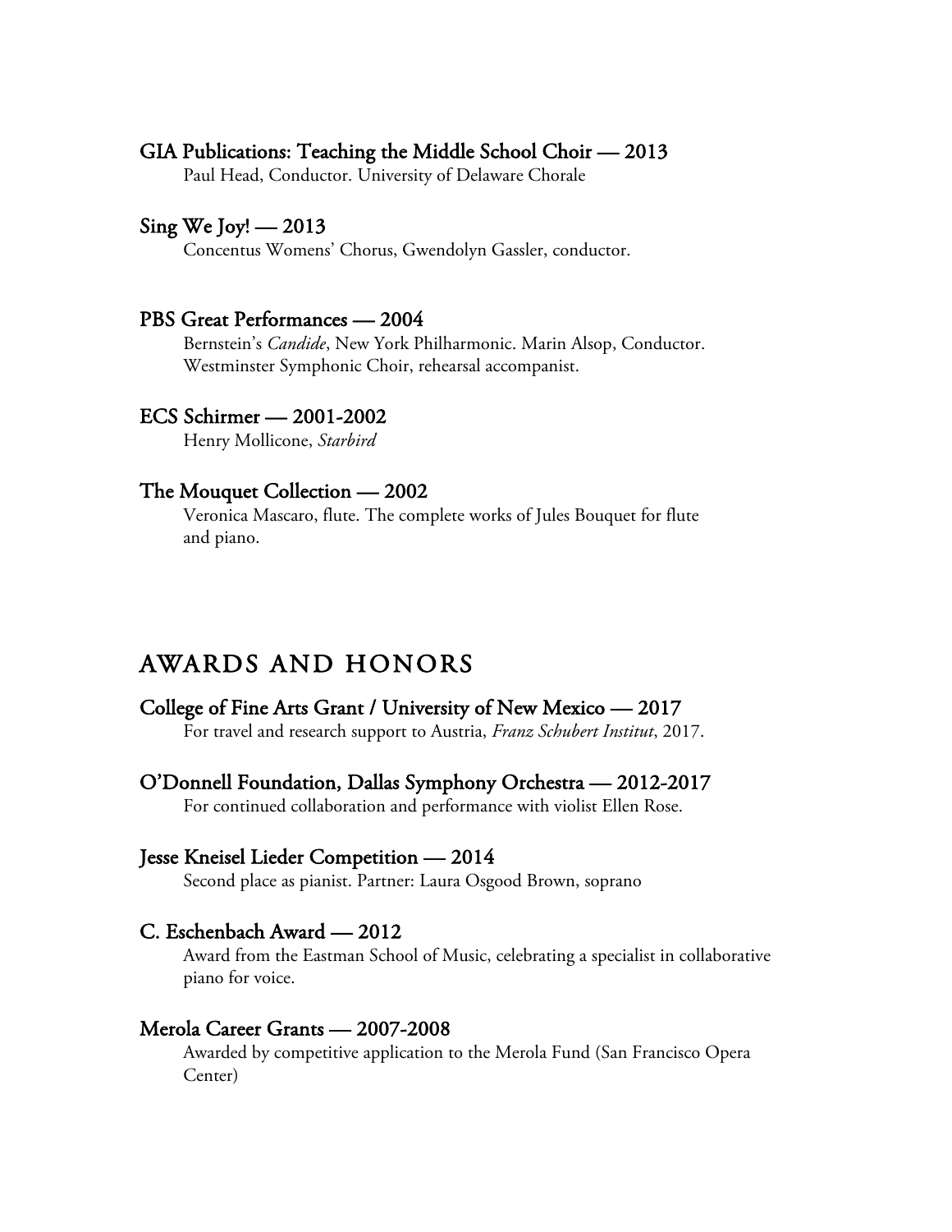### GIA Publications: Teaching the Middle School Choir — 2013

Paul Head, Conductor. University of Delaware Chorale

### Sing We Joy! — 2013

Concentus Womens' Chorus, Gwendolyn Gassler, conductor.

### PBS Great Performances — 2004

Bernstein's *Candide*, New York Philharmonic. Marin Alsop, Conductor. Westminster Symphonic Choir, rehearsal accompanist.

### ECS Schirmer — 2001-2002

Henry Mollicone, *Starbird*

### The Mouquet Collection — 2002

Veronica Mascaro, flute. The complete works of Jules Bouquet for flute and piano.

## AWARDS AND HONORS

### College of Fine Arts Grant / University of New Mexico — 2017

For travel and research support to Austria, *Franz Schubert Institut*, 2017.

### O'Donnell Foundation, Dallas Symphony Orchestra — 2012-2017

For continued collaboration and performance with violist Ellen Rose.

### Jesse Kneisel Lieder Competition — 2014

Second place as pianist. Partner: Laura Osgood Brown, soprano

### C. Eschenbach Award — 2012

Award from the Eastman School of Music, celebrating a specialist in collaborative piano for voice.

### Merola Career Grants — 2007-2008

Awarded by competitive application to the Merola Fund (San Francisco Opera Center)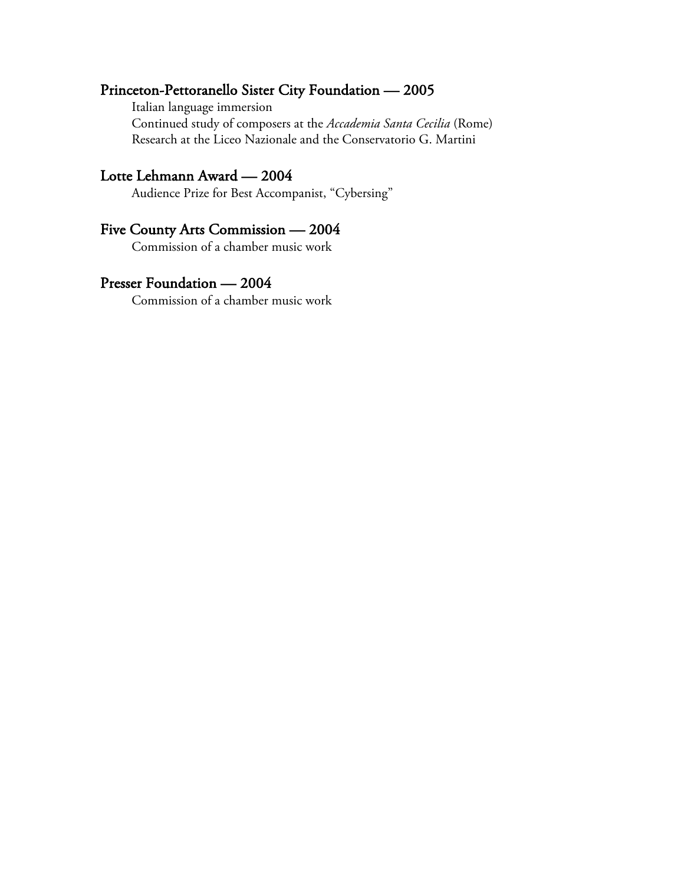### Princeton-Pettoranello Sister City Foundation — 2005

Italian language immersion
Continued study of composers at the *Accademia Santa Cecilia* (Rome)
Research at the Liceo Nazionale and the Conservatorio G. Martini

### Lotte Lehmann Award — 2004

Audience Prize for Best Accompanist, "Cybersing"

### Five County Arts Commission — 2004

Commission of a chamber music work

### Presser Foundation — 2004

Commission of a chamber music work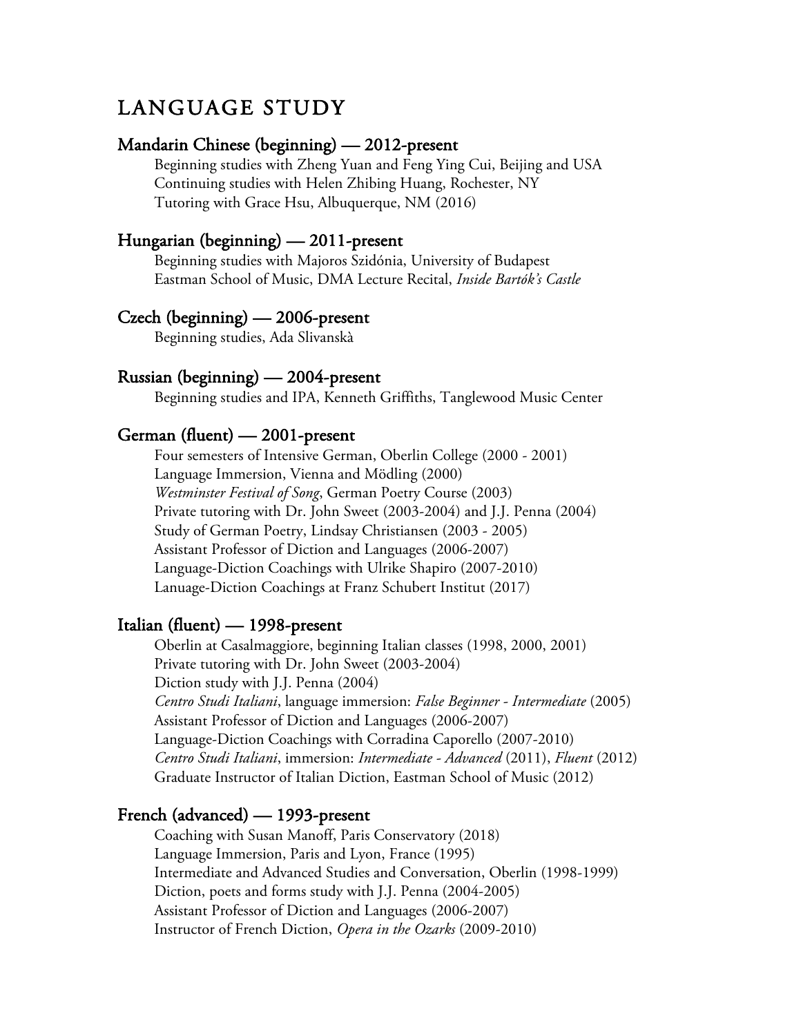# LANGUAGE STUDY

### Mandarin Chinese (beginning) — 2012-present

Beginning studies with Zheng Yuan and Feng Ying Cui, Beijing and USA
Continuing studies with Helen Zhibing Huang, Rochester, NY
Tutoring with Grace Hsu, Albuquerque, NM (2016)

### Hungarian (beginning) — 2011-present

Beginning studies with Majoros Szidónia, University of Budapest
Eastman School of Music, DMA Lecture Recital, *Inside Bartók's Castle*

### Czech (beginning) — 2006-present

Beginning studies, Ada Slivanskà

### Russian (beginning) — 2004-present

Beginning studies and IPA, Kenneth Griffiths, Tanglewood Music Center

### German (fluent) — 2001-present

Four semesters of Intensive German, Oberlin College (2000 - 2001)
Language Immersion, Vienna and Mödling (2000)
*Westminster Festival of Song*, German Poetry Course (2003)
Private tutoring with Dr. John Sweet (2003-2004) and J.J. Penna (2004)
Study of German Poetry, Lindsay Christiansen (2003 - 2005)
Assistant Professor of Diction and Languages (2006-2007)
Language-Diction Coachings with Ulrike Shapiro (2007-2010)
Lanuage-Diction Coachings at Franz Schubert Institut (2017)

### Italian (fluent) — 1998-present

Oberlin at Casalmaggiore, beginning Italian classes (1998, 2000, 2001)
Private tutoring with Dr. John Sweet (2003-2004)
Diction study with J.J. Penna (2004)
*Centro Studi Italiani*, language immersion: *False Beginner - Intermediate* (2005)
Assistant Professor of Diction and Languages (2006-2007)
Language-Diction Coachings with Corradina Caporello (2007-2010)
*Centro Studi Italiani*, immersion: *Intermediate - Advanced* (2011), *Fluent* (2012)
Graduate Instructor of Italian Diction, Eastman School of Music (2012)

### French (advanced) — 1993-present

Coaching with Susan Manoff, Paris Conservatory (2018)
Language Immersion, Paris and Lyon, France (1995)
Intermediate and Advanced Studies and Conversation, Oberlin (1998-1999)
Diction, poets and forms study with J.J. Penna (2004-2005)
Assistant Professor of Diction and Languages (2006-2007)
Instructor of French Diction, *Opera in the Ozarks* (2009-2010)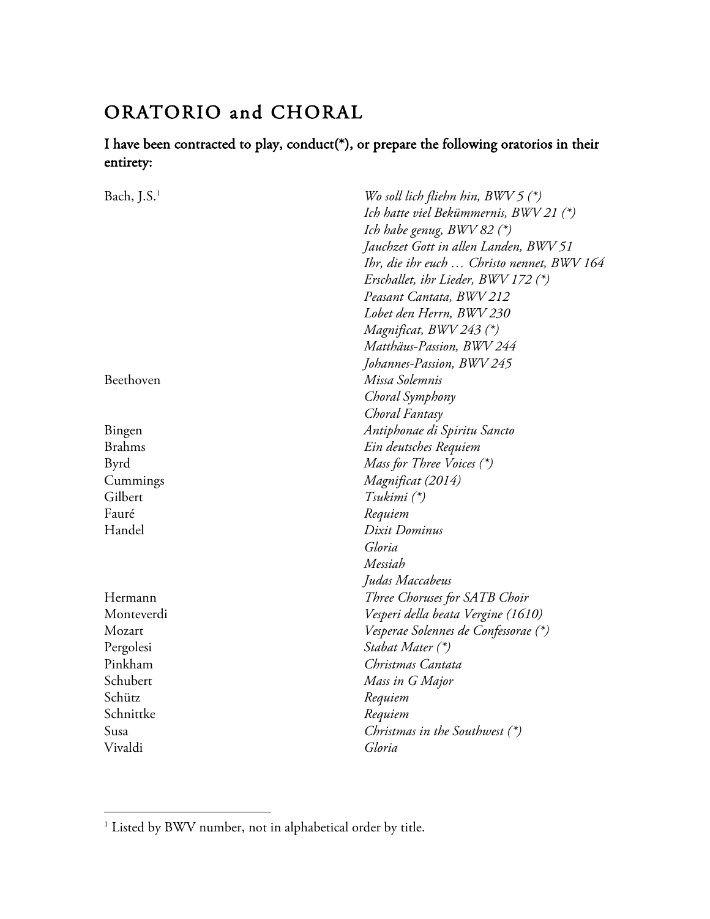# ORATORIO and CHORAL

**I have been contracted to play, conduct(*), or prepare the following oratorios in their entirety:**

| | |
|---|---|
| Bach, J.S.[1] | *Wo soll lich fliehn hin, BWV 5 (*)* |
| | *Ich hatte viel Bekümmernis, BWV 21 (*)* |
| | *Ich habe genug, BWV 82 (*)* |
| | *Jauchzet Gott in allen Landen, BWV 51* |
| | *Ihr, die ihr euch … Christo nennet, BWV 164* |
| | *Erschallet, ihr Lieder, BWV 172 (*)* |
| | *Peasant Cantata, BWV 212* |
| | *Lobet den Herrn, BWV 230* |
| | *Magnificat, BWV 243 (*)* |
| | *Matthäus-Passion, BWV 244* |
| | *Johannes-Passion, BWV 245* |
| Beethoven | *Missa Solemnis* |
| | *Choral Symphony* |
| | *Choral Fantasy* |
| Bingen | *Antiphonae di Spiritu Sancto* |
| Brahms | *Ein deutsches Requiem* |
| Byrd | *Mass for Three Voices (*)* |
| Cummings | *Magnificat (2014)* |
| Gilbert | *Tsukimi (*)* |
| Fauré | *Requiem* |
| Handel | *Dixit Dominus* |
| | *Gloria* |
| | *Messiah* |
| | *Judas Maccabeus* |
| Hermann | *Three Choruses for SATB Choir* |
| Monteverdi | *Vesperi della beata Vergine (1610)* |
| Mozart | *Vesperae Solennes de Confessorae (*)* |
| Pergolesi | *Stabat Mater (*)* |
| Pinkham | *Christmas Cantata* |
| Schubert | *Mass in G Major* |
| Schütz | *Requiem* |
| Schnittke | *Requiem* |
| Susa | *Christmas in the Southwest (*)* |
| Vivaldi | *Gloria* |

---

[1] Listed by BWV number, not in alphabetical order by title.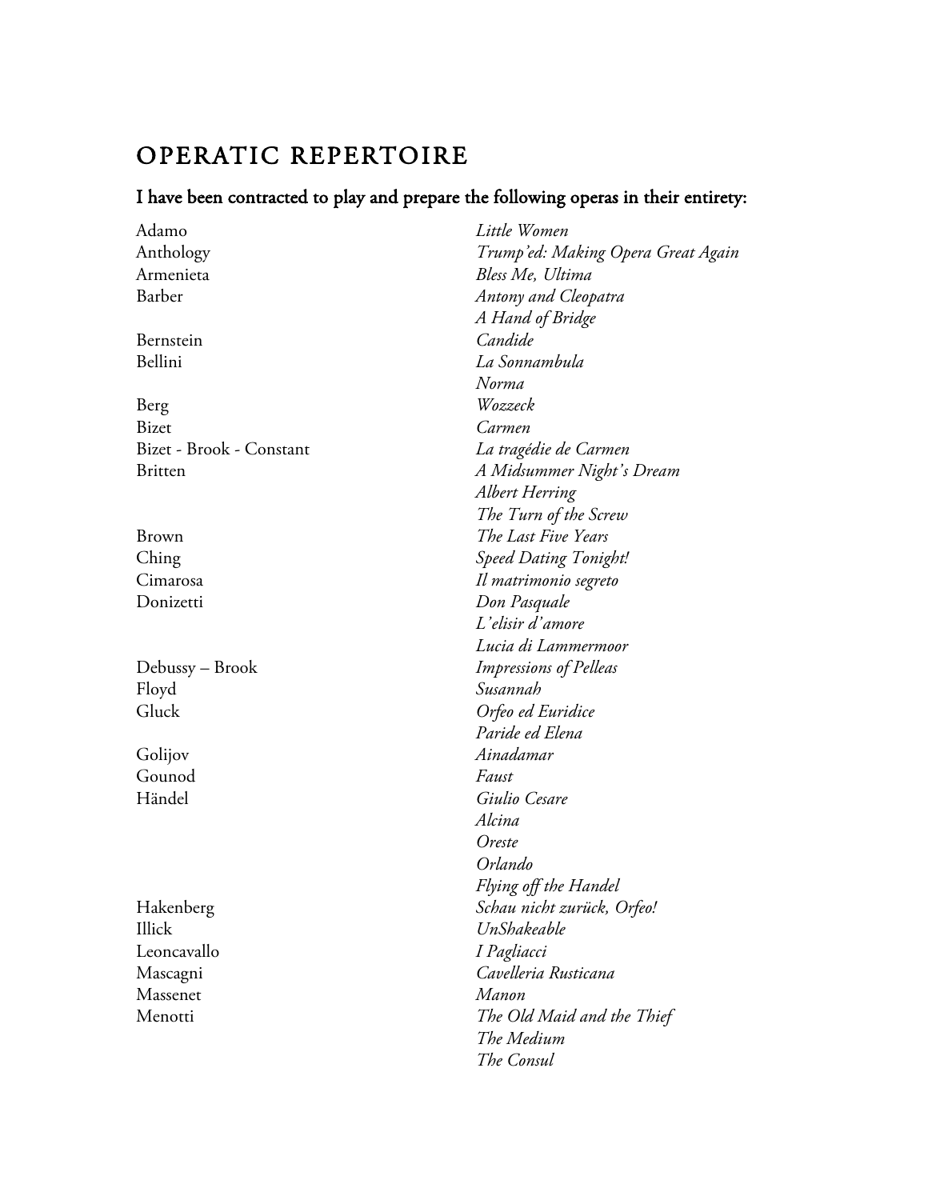# OPERATIC REPERTOIRE

**I have been contracted to play and prepare the following operas in their entirety:**

| Composer | Opera |
|---|---|
| Adamo | *Little Women* |
| Anthology | *Trump'ed: Making Opera Great Again* |
| Armenieta | *Bless Me, Ultima* |
| Barber | *Antony and Cleopatra* |
| | *A Hand of Bridge* |
| Bernstein | *Candide* |
| Bellini | *La Sonnambula* |
| | *Norma* |
| Berg | *Wozzeck* |
| Bizet | *Carmen* |
| Bizet - Brook - Constant | *La tragédie de Carmen* |
| Britten | *A Midsummer Night's Dream* |
| | *Albert Herring* |
| | *The Turn of the Screw* |
| Brown | *The Last Five Years* |
| Ching | *Speed Dating Tonight!* |
| Cimarosa | *Il matrimonio segreto* |
| Donizetti | *Don Pasquale* |
| | *L'elisir d'amore* |
| | *Lucia di Lammermoor* |
| Debussy – Brook | *Impressions of Pelleas* |
| Floyd | *Susannah* |
| Gluck | *Orfeo ed Euridice* |
| | *Paride ed Elena* |
| Golijov | *Ainadamar* |
| Gounod | *Faust* |
| Händel | *Giulio Cesare* |
| | *Alcina* |
| | *Oreste* |
| | *Orlando* |
| | *Flying off the Handel* |
| Hakenberg | *Schau nicht zurück, Orfeo!* |
| Illick | *UnShakeable* |
| Leoncavallo | *I Pagliacci* |
| Mascagni | *Cavelleria Rusticana* |
| Massenet | *Manon* |
| Menotti | *The Old Maid and the Thief* |
| | *The Medium* |
| | *The Consul* |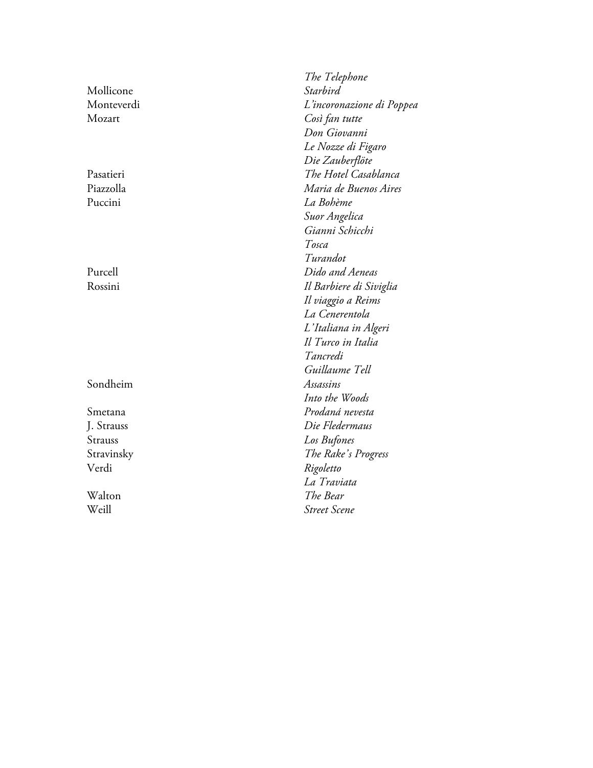| | |
|---|---|
| | *The Telephone* |
| Mollicone | *Starbird* |
| Monteverdi | *L'incoronazione di Poppea* |
| Mozart | *Così fan tutte* |
| | *Don Giovanni* |
| | *Le Nozze di Figaro* |
| | *Die Zauberflöte* |
| Pasatieri | *The Hotel Casablanca* |
| Piazzolla | *Maria de Buenos Aires* |
| Puccini | *La Bohème* |
| | *Suor Angelica* |
| | *Gianni Schicchi* |
| | *Tosca* |
| | *Turandot* |
| Purcell | *Dido and Aeneas* |
| Rossini | *Il Barbiere di Siviglia* |
| | *Il viaggio a Reims* |
| | *La Cenerentola* |
| | *L'Italiana in Algeri* |
| | *Il Turco in Italia* |
| | *Tancredi* |
| | *Guillaume Tell* |
| Sondheim | *Assassins* |
| | *Into the Woods* |
| Smetana | *Prodaná nevesta* |
| J. Strauss | *Die Fledermaus* |
| Strauss | *Los Bufones* |
| Stravinsky | *The Rake's Progress* |
| Verdi | *Rigoletto* |
| | *La Traviata* |
| Walton | *The Bear* |
| Weill | *Street Scene* |